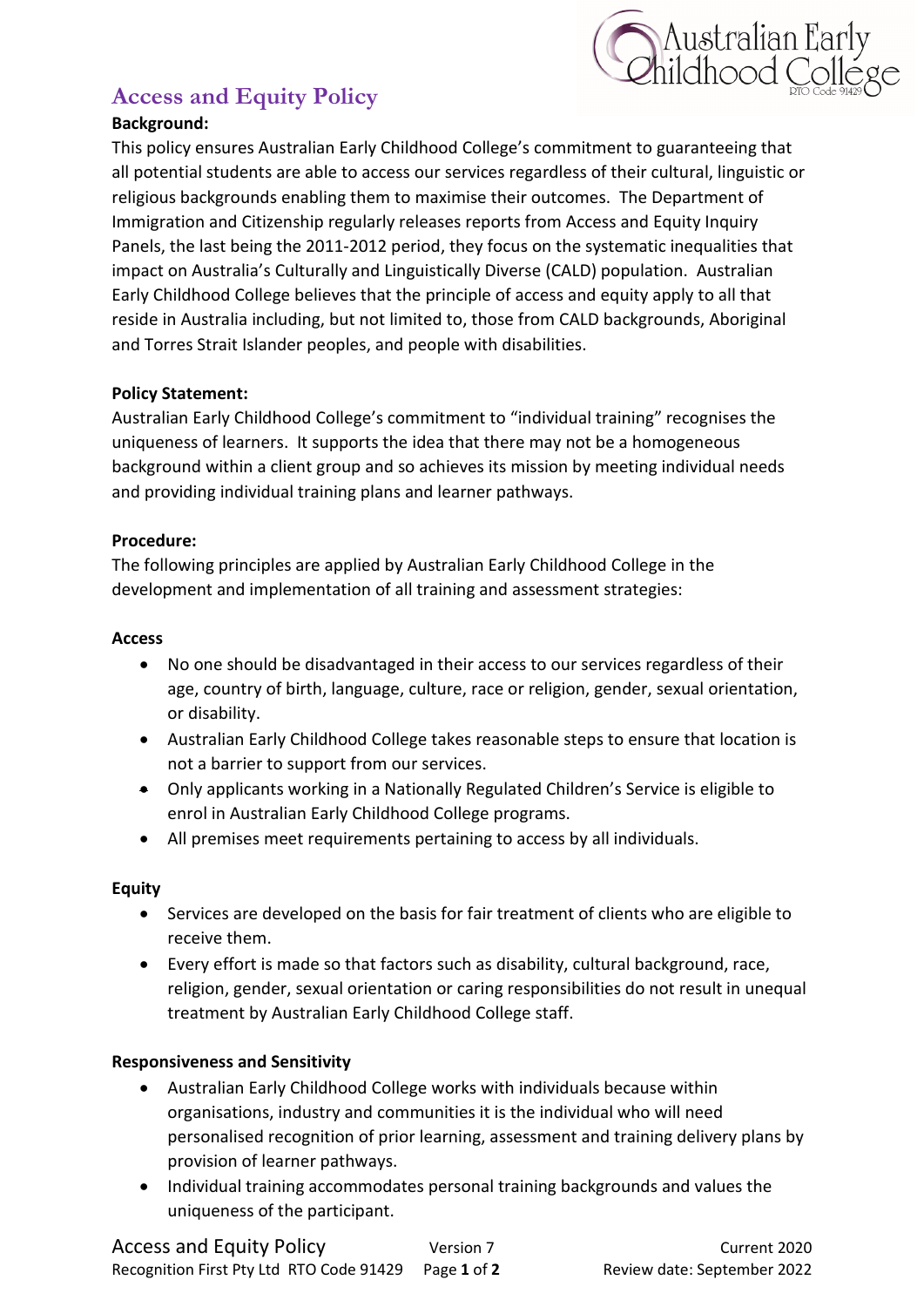# Access and Equity Policy

**Background:**

This policy ensures Australian Early Childhood College's commitment to guaranteeing that all potential students are able to access our services regardless of their cultural, linguistic or religious backgrounds enabling them to maximise their outcomes. The Department of Immigration and Citizenship regularly releases reports from Access and Equity Inquiry Panels, the last being the 2011-2012 period, they focus on the systematic inequalities that impact on Australia's Culturally and Linguistically Diverse (CALD) population. Australian Early Childhood College believes that the principle of access and equity apply to all that reside in Australia including, but not limited to, those from CALD backgrounds, Aboriginal and Torres Strait Islander peoples, and people with disabilities.

**Policy Statement:**

Australian Early Childhood College's commitment to "individual training" recognises the uniqueness of learners. It supports the idea that there may not be a homogeneous background within a client group and so achieves its mission by meeting individual needs and providing individual training plans and learner pathways.

**Procedure:**

The following principles are applied by Australian Early Childhood College in the development and implementation of all training and assessment strategies:

**Access**

- No one should be disadvantaged in their access to our services regardless of their age, country of birth, language, culture, race or religion, gender, sexual orientation, or disability.
- Australian Early Childhood College takes reasonable steps to ensure that location is not a barrier to support from our services.
- Only applicants working in a Nationally Regulated Children's Service is eligible to enrol in Australian Early Childhood College programs.
- All premises meet requirements pertaining to access by all individuals.

**Equity**

- Services are developed on the basis for fair treatment of clients who are eligible to receive them.
- Every effort is made so that factors such as disability, cultural background, race, religion, gender, sexual orientation or caring responsibilities do not result in unequal treatment by Australian Early Childhood College staff.

**Responsiveness and Sensitivity**

- Australian Early Childhood College works with individuals because within organisations, industry and communities it is the individual who will need personalised recognition of prior learning, assessment and training delivery plans by provision of learner pathways.
- Individual training accommodates personal training backgrounds and values the uniqueness of the participant.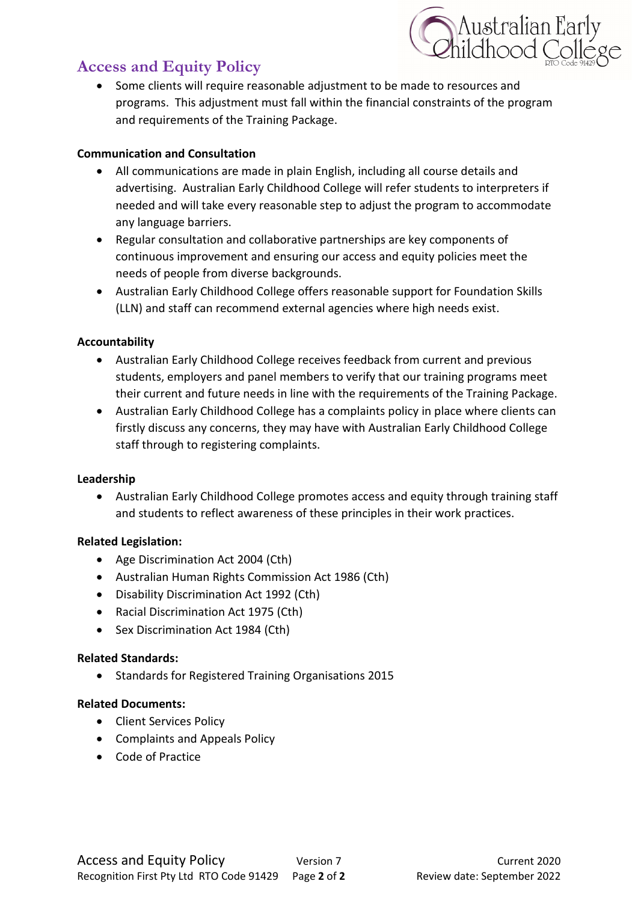- Some clients will require reasonable adjustment to be made to resources and programs. This adjustment must fall within the financial constraints of the program and requirements of the Training Package.

**Communication and Consultation**

- All communications are made in plain English, including all course details and advertising. Australian Early Childhood College will refer students to interpreters if needed and will take every reasonable step to adjust the program to accommodate any language barriers.
- Regular consultation and collaborative partnerships are key components of continuous improvement and ensuring our access and equity policies meet the needs of people from diverse backgrounds.
- Australian Early Childhood College offers reasonable support for Foundation Skills (LLN) and staff can recommend external agencies where high needs exist.

**Accountability**

- Australian Early Childhood College receives feedback from current and previous students, employers and panel members to verify that our training programs meet their current and future needs in line with the requirements of the Training Package.
- Australian Early Childhood College has a complaints policy in place where clients can firstly discuss any concerns, they may have with Australian Early Childhood College staff through to registering complaints.

**Leadership**

- Australian Early Childhood College promotes access and equity through training staff and students to reflect awareness of these principles in their work practices.

**Related Legislation:**

- Age Discrimination Act 2004 (Cth)
- Australian Human Rights Commission Act 1986 (Cth)
- Disability Discrimination Act 1992 (Cth)
- Racial Discrimination Act 1975 (Cth)
- Sex Discrimination Act 1984 (Cth)

**Related Standards:**

- Standards for Registered Training Organisations 2015

**Related Documents:**

- Client Services Policy
- Complaints and Appeals Policy
- Code of Practice